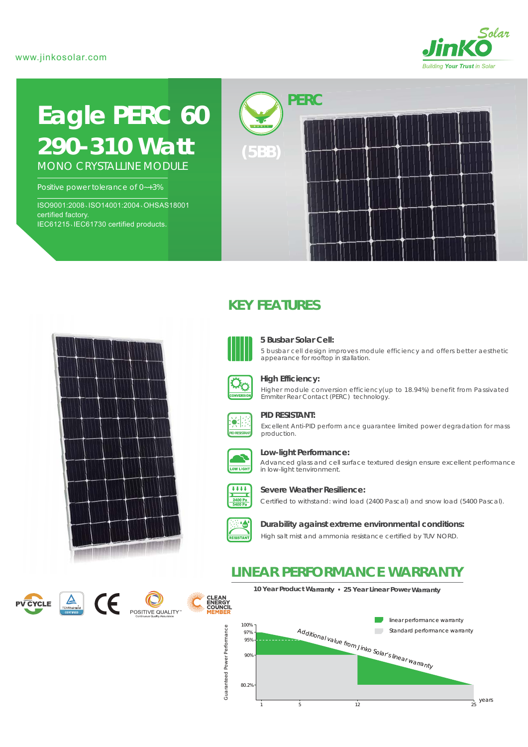www.jinkosolar.com

JinKO Solar
Building Your Trust in Solar

# Eagle PERC 60
# 290-310 Watt

MONO CRYSTALLINE MODULE

Positive power tolerance of 0~+3%

ISO9001:2008、ISO14001:2004、OHSAS18001 certified factory.
IEC61215、IEC61730 certified products.

PERC

(5BB)

## KEY FEATURES

**5 Busbar Solar Cell:**
5 busbar cell design improves module efficiency and offers better aesthetic appearance for rooftop installation.

**High Efficiency:**
Higher module conversion efficiency(up to 18.94%) benefit from Passivated Emmiter Rear Contact (PERC) technology.

**PID RESISTANT:**
Excellent Anti-PID performance guarantee limited power degradation for mass production.

**Low-light Performance:**
Advanced glass and cell surface textured design ensure excellent performance in low-light environment.

**Severe Weather Resilience:**
Certified to withstand: wind load (2400 Pascal) and snow load (5400 Pascal).

**Durability against extreme environmental conditions:**
High salt mist and ammonia resistance certified by TUV NORD.

PV CYCLE · TÜV Rheinland CERTIFIED · CE · POSITIVE QUALITY™ · CLEAN ENERGY COUNCIL MEMBER

## LINEAR PERFORMANCE WARRANTY

**10 Year Product Warranty • 25 Year Linear Power Warranty**

Guaranteed Power Performance: 100%, 97%, 95%, 90%, 80.2%

years: 1, 5, 12, 25

- linear performance warranty
- Standard performance warranty

Additional value from Jinko Solar's linear warranty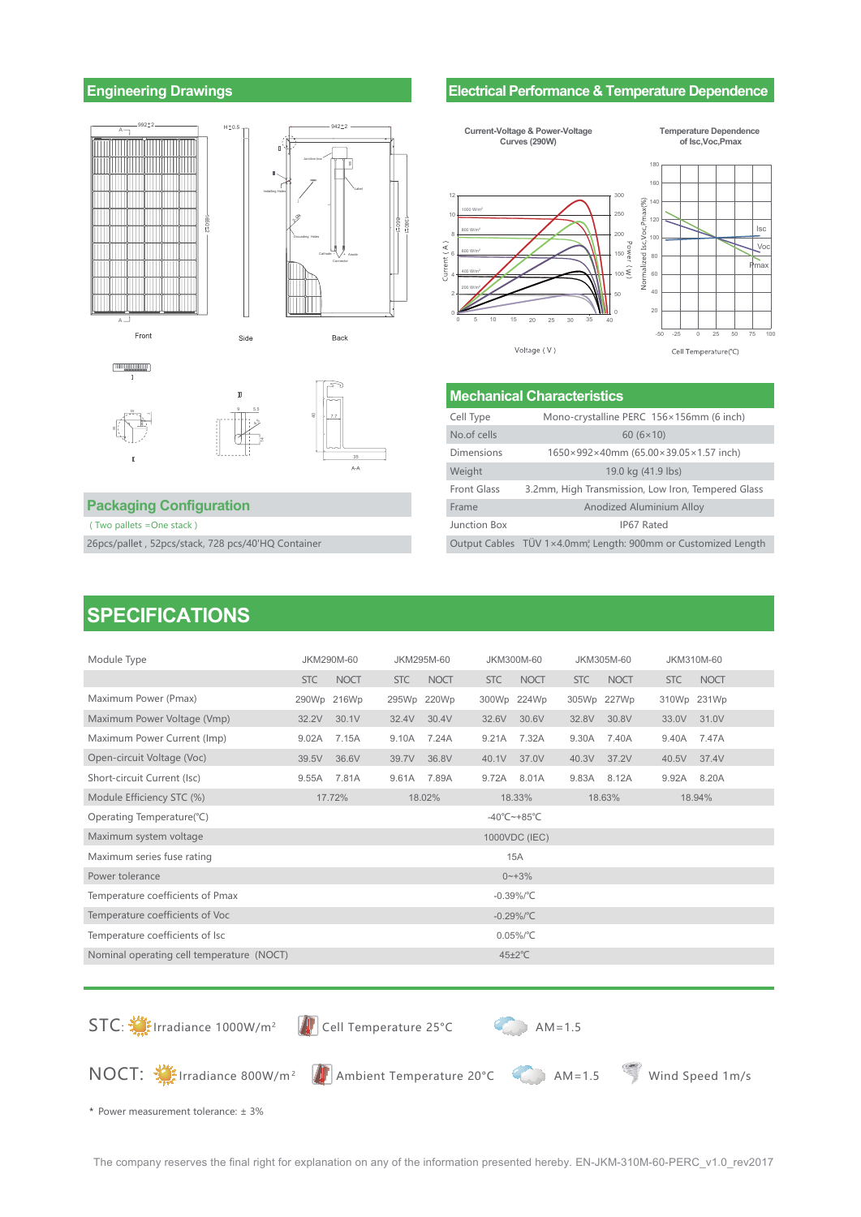## Engineering Drawings

992±2
H±0.5
942±2
1650±2
Junction box
Label
Installing Holes
Grounding Holes
Cathode
Anode
Connector
A
Front
Side
Back
A-A

## Electrical Performance & Temperature Dependence

**Current-Voltage & Power-Voltage Curves (290W)**

1000 W/m²
800 W/m²
600 W/m²
400 W/m²
200 W/m²
Current ( A )
Power ( W )
Voltage ( V )

**Temperature Dependence of Isc,Voc,Pmax**

Isc
Voc
Pmax
Normalized Isc,Voc,Pmax(%)
Cell Temperature(℃)

## Mechanical Characteristics

| | |
|---|---|
| Cell Type | Mono-crystalline PERC 156×156mm (6 inch) |
| No.of cells | 60 (6×10) |
| Dimensions | 1650×992×40mm (65.00×39.05×1.57 inch) |
| Weight | 19.0 kg (41.9 lbs) |
| Front Glass | 3.2mm, High Transmission, Low Iron, Tempered Glass |
| Frame | Anodized Aluminium Alloy |
| Junction Box | IP67 Rated |
| Output Cables | TÜV 1×4.0mm², Length: 900mm or Customized Length |

## Packaging Configuration

( Two pallets =One stack )

26pcs/pallet , 52pcs/stack, 728 pcs/40'HQ Container

# SPECIFICATIONS

| Module Type | JKM290M-60 | | JKM295M-60 | | JKM300M-60 | | JKM305M-60 | | JKM310M-60 | |
|---|---|---|---|---|---|---|---|---|---|---|
| | STC | NOCT | STC | NOCT | STC | NOCT | STC | NOCT | STC | NOCT |
| Maximum Power (Pmax) | 290Wp | 216Wp | 295Wp | 220Wp | 300Wp | 224Wp | 305Wp | 227Wp | 310Wp | 231Wp |
| Maximum Power Voltage (Vmp) | 32.2V | 30.1V | 32.4V | 30.4V | 32.6V | 30.6V | 32.8V | 30.8V | 33.0V | 31.0V |
| Maximum Power Current (Imp) | 9.02A | 7.15A | 9.10A | 7.24A | 9.21A | 7.32A | 9.30A | 7.40A | 9.40A | 7.47A |
| Open-circuit Voltage (Voc) | 39.5V | 36.6V | 39.7V | 36.8V | 40.1V | 37.0V | 40.3V | 37.2V | 40.5V | 37.4V |
| Short-circuit Current (Isc) | 9.55A | 7.81A | 9.61A | 7.89A | 9.72A | 8.01A | 9.83A | 8.12A | 9.92A | 8.20A |
| Module Efficiency STC (%) | 17.72% | | 18.02% | | 18.33% | | 18.63% | | 18.94% | |
| Operating Temperature(℃) | -40℃~+85℃ | | | | | | | | | |
| Maximum system voltage | 1000VDC (IEC) | | | | | | | | | |
| Maximum series fuse rating | 15A | | | | | | | | | |
| Power tolerance | 0~+3% | | | | | | | | | |
| Temperature coefficients of Pmax | -0.39%/℃ | | | | | | | | | |
| Temperature coefficients of Voc | -0.29%/℃ | | | | | | | | | |
| Temperature coefficients of Isc | 0.05%/℃ | | | | | | | | | |
| Nominal operating cell temperature (NOCT) | 45±2℃ | | | | | | | | | |

STC: Irradiance 1000W/m² Cell Temperature 25°C AM=1.5

NOCT: Irradiance 800W/m² Ambient Temperature 20°C AM=1.5 Wind Speed 1m/s

\* Power measurement tolerance: ± 3%

The company reserves the final right for explanation on any of the information presented hereby. EN-JKM-310M-60-PERC_v1.0_rev2017